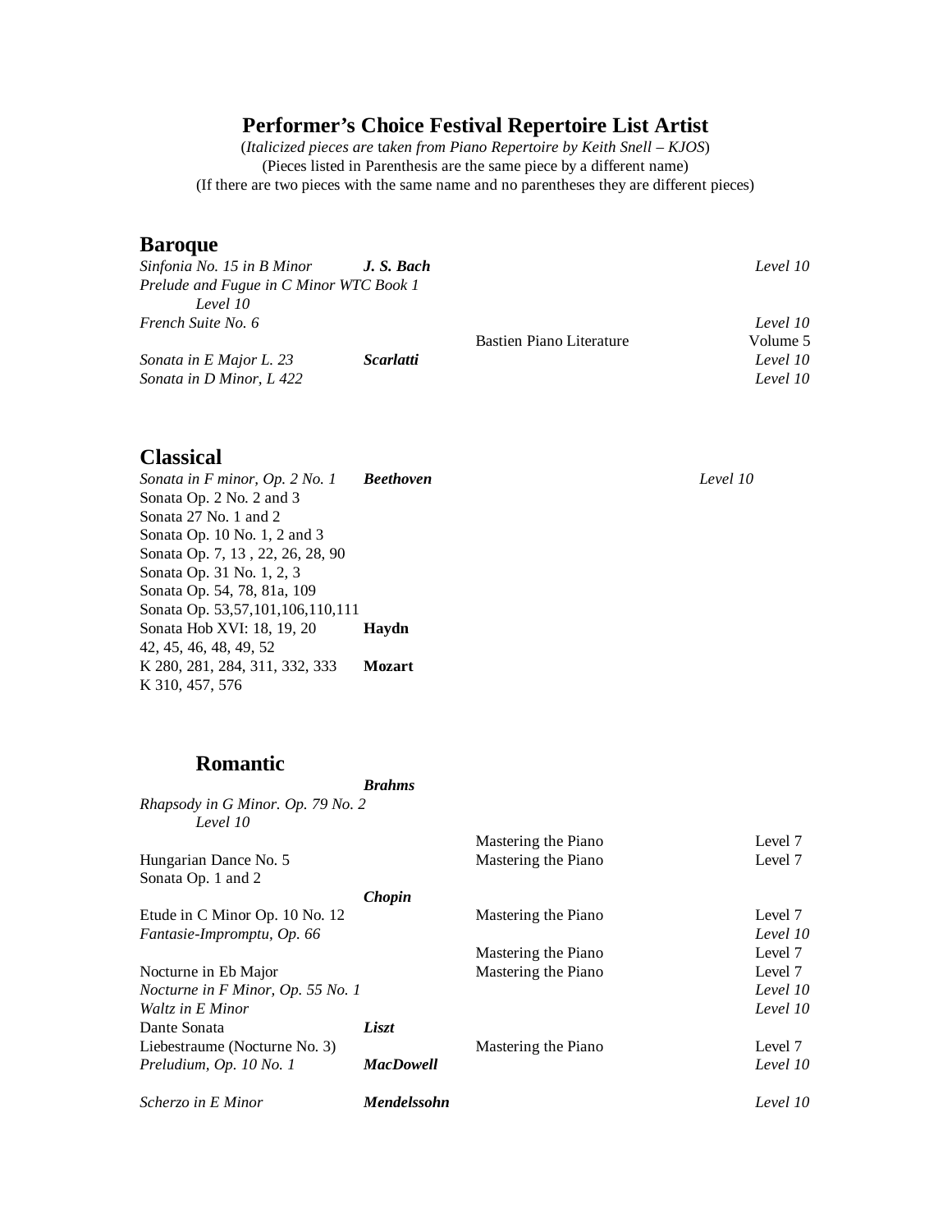# Performer's Choice Festival Repertoire List Artist

(*Italicized pieces are taken from Piano Repertoire by Keith Snell – KJOS*)
(Pieces listed in Parenthesis are the same piece by a different name)
(If there are two pieces with the same name and no parentheses they are different pieces)

## Baroque

| Piece | Composer | Book | Level |
|---|---|---|---|
| *Sinfonia No. 15 in B Minor* | ***J. S. Bach*** | | *Level 10* |
| *Prelude and Fugue in C Minor WTC Book 1* | | | *Level 10* |
| *French Suite No. 6* | | | *Level 10* |
| | | Bastien Piano Literature | Volume 5 |
| *Sonata in E Major L. 23* | ***Scarlatti*** | | *Level 10* |
| *Sonata in D Minor, L 422* | | | *Level 10* |

## Classical

| Piece | Composer | Book | Level |
|---|---|---|---|
| *Sonata in F minor, Op. 2 No. 1* | ***Beethoven*** | | *Level 10* |
| Sonata Op. 2 No. 2 and 3 | | | |
| Sonata 27 No. 1 and 2 | | | |
| Sonata Op. 10 No. 1, 2 and 3 | | | |
| Sonata Op. 7, 13 , 22, 26, 28, 90 | | | |
| Sonata Op. 31 No. 1, 2, 3 | | | |
| Sonata Op. 54, 78, 81a, 109 | | | |
| Sonata Op. 53,57,101,106,110,111 | | | |
| Sonata Hob XVI: 18, 19, 20 | **Haydn** | | |
| 42, 45, 46, 48, 49, 52 | | | |
| K 280, 281, 284, 311, 332, 333 | **Mozart** | | |
| K 310, 457, 576 | | | |

## Romantic

| Piece | Composer | Book | Level |
|---|---|---|---|
| | ***Brahms*** | | |
| *Rhapsody in G Minor. Op. 79 No. 2* | | | *Level 10* |
| | | Mastering the Piano | Level 7 |
| Hungarian Dance No. 5 | | Mastering the Piano | Level 7 |
| Sonata Op. 1 and 2 | | | |
| | ***Chopin*** | | |
| Etude in C Minor Op. 10 No. 12 | | Mastering the Piano | Level 7 |
| *Fantasie-Impromptu, Op. 66* | | | *Level 10* |
| | | Mastering the Piano | Level 7 |
| Nocturne in Eb Major | | Mastering the Piano | Level 7 |
| *Nocturne in F Minor, Op. 55 No. 1* | | | *Level 10* |
| *Waltz in E Minor* | | | *Level 10* |
| Dante Sonata | ***Liszt*** | | |
| Liebestraume (Nocturne No. 3) | | Mastering the Piano | Level 7 |
| *Preludium, Op. 10 No. 1* | ***MacDowell*** | | *Level 10* |
| *Scherzo in E Minor* | ***Mendelssohn*** | | *Level 10* |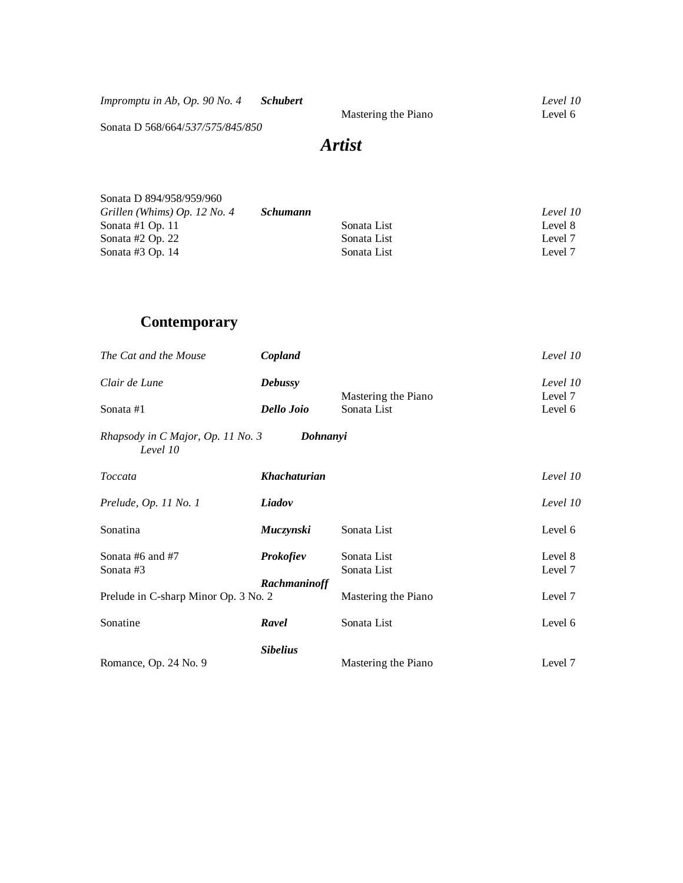| | | | |
|---|---|---|---|
| *Impromptu in Ab, Op. 90 No. 4* | ***Schubert*** | | *Level 10* |
| | | Mastering the Piano | Level 6 |
| Sonata D 568/664/*537/575/845/850* | | | |

## *Artist*

| | | | |
|---|---|---|---|
| Sonata D 894/958/959/960 | | | |
| *Grillen (Whims) Op. 12 No. 4* | ***Schumann*** | | *Level 10* |
| Sonata #1 Op. 11 | | Sonata List | Level 8 |
| Sonata #2 Op. 22 | | Sonata List | Level 7 |
| Sonata #3 Op. 14 | | Sonata List | Level 7 |

## Contemporary

| | | | |
|---|---|---|---|
| *The Cat and the Mouse* | ***Copland*** | | *Level 10* |
| *Clair de Lune* | ***Debussy*** | | *Level 10* |
| | | Mastering the Piano | Level 7 |
| Sonata #1 | ***Dello Joio*** | Sonata List | Level 6 |
| *Rhapsody in C Major, Op. 11 No. 3* | ***Dohnanyi*** | | *Level 10* |
| *Toccata* | ***Khachaturian*** | | *Level 10* |
| *Prelude, Op. 11 No. 1* | ***Liadov*** | | *Level 10* |
| Sonatina | ***Muczynski*** | Sonata List | Level 6 |
| Sonata #6 and #7 | ***Prokofiev*** | Sonata List | Level 8 |
| Sonata #3 | | Sonata List | Level 7 |
| | ***Rachmaninoff*** | | |
| Prelude in C-sharp Minor Op. 3 No. 2 | | Mastering the Piano | Level 7 |
| Sonatine | ***Ravel*** | Sonata List | Level 6 |
| | ***Sibelius*** | | |
| Romance, Op. 24 No. 9 | | Mastering the Piano | Level 7 |